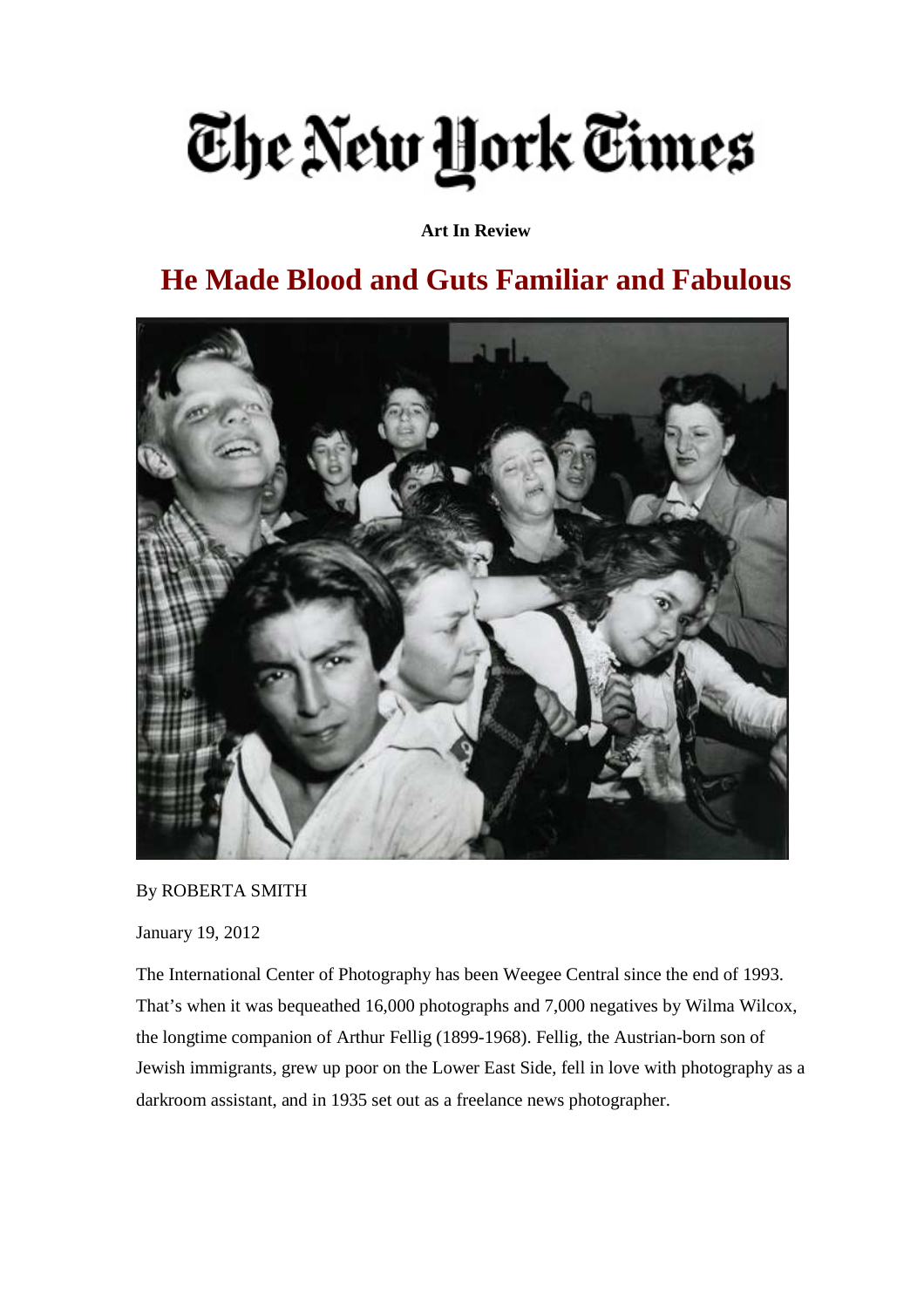# The New York Times

**Art In Review**

## He Made Blood and Guts Familiar and Fabulous

By ROBERTA SMITH

January 19, 2012

The International Center of Photography has been Weegee Central since the end of 1993. That's when it was bequeathed 16,000 photographs and 7,000 negatives by Wilma Wilcox, the longtime companion of Arthur Fellig (1899-1968). Fellig, the Austrian-born son of Jewish immigrants, grew up poor on the Lower East Side, fell in love with photography as a darkroom assistant, and in 1935 set out as a freelance news photographer.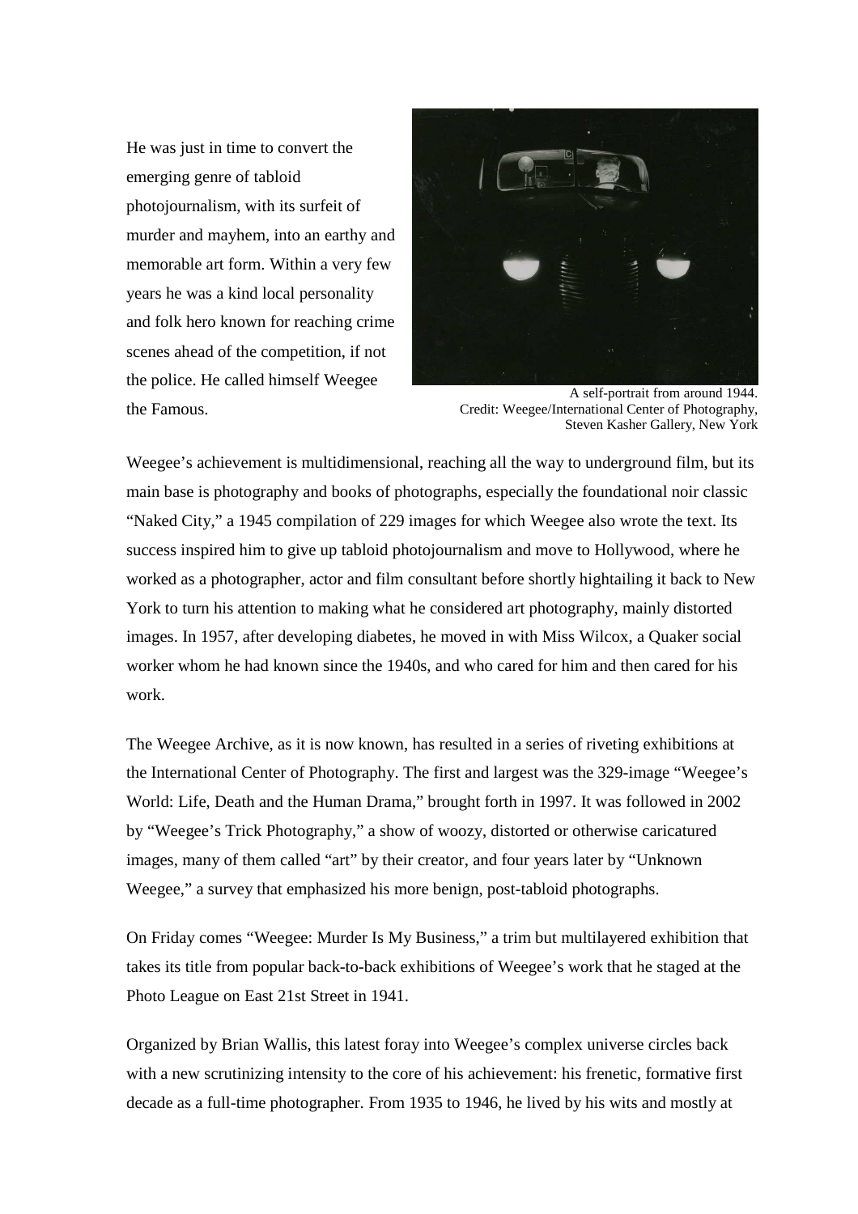He was just in time to convert the emerging genre of tabloid photojournalism, with its surfeit of murder and mayhem, into an earthy and memorable art form. Within a very few years he was a kind local personality and folk hero known for reaching crime scenes ahead of the competition, if not the police. He called himself Weegee the Famous.

A self-portrait from around 1944.
Credit: Weegee/International Center of Photography, Steven Kasher Gallery, New York

Weegee's achievement is multidimensional, reaching all the way to underground film, but its main base is photography and books of photographs, especially the foundational noir classic "Naked City," a 1945 compilation of 229 images for which Weegee also wrote the text. Its success inspired him to give up tabloid photojournalism and move to Hollywood, where he worked as a photographer, actor and film consultant before shortly hightailing it back to New York to turn his attention to making what he considered art photography, mainly distorted images. In 1957, after developing diabetes, he moved in with Miss Wilcox, a Quaker social worker whom he had known since the 1940s, and who cared for him and then cared for his work.

The Weegee Archive, as it is now known, has resulted in a series of riveting exhibitions at the International Center of Photography. The first and largest was the 329-image "Weegee's World: Life, Death and the Human Drama," brought forth in 1997. It was followed in 2002 by "Weegee's Trick Photography," a show of woozy, distorted or otherwise caricatured images, many of them called "art" by their creator, and four years later by "Unknown Weegee," a survey that emphasized his more benign, post-tabloid photographs.

On Friday comes "Weegee: Murder Is My Business," a trim but multilayered exhibition that takes its title from popular back-to-back exhibitions of Weegee's work that he staged at the Photo League on East 21st Street in 1941.

Organized by Brian Wallis, this latest foray into Weegee's complex universe circles back with a new scrutinizing intensity to the core of his achievement: his frenetic, formative first decade as a full-time photographer. From 1935 to 1946, he lived by his wits and mostly at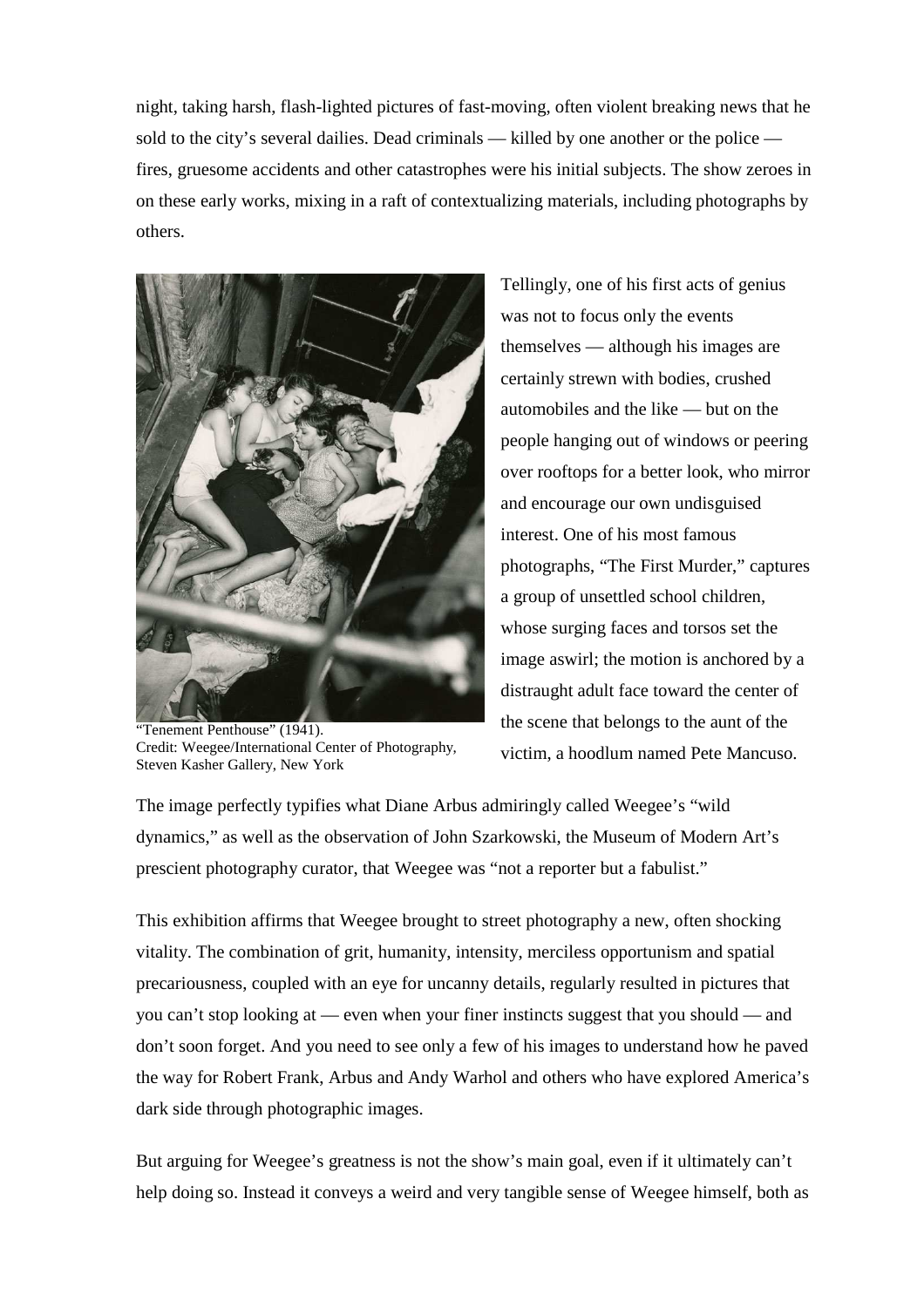night, taking harsh, flash-lighted pictures of fast-moving, often violent breaking news that he sold to the city's several dailies. Dead criminals — killed by one another or the police — fires, gruesome accidents and other catastrophes were his initial subjects. The show zeroes in on these early works, mixing in a raft of contextualizing materials, including photographs by others.

"Tenement Penthouse" (1941).
Credit: Weegee/International Center of Photography, Steven Kasher Gallery, New York

Tellingly, one of his first acts of genius was not to focus only the events themselves — although his images are certainly strewn with bodies, crushed automobiles and the like — but on the people hanging out of windows or peering over rooftops for a better look, who mirror and encourage our own undisguised interest. One of his most famous photographs, "The First Murder," captures a group of unsettled school children, whose surging faces and torsos set the image aswirl; the motion is anchored by a distraught adult face toward the center of the scene that belongs to the aunt of the victim, a hoodlum named Pete Mancuso.

The image perfectly typifies what Diane Arbus admiringly called Weegee's "wild dynamics," as well as the observation of John Szarkowski, the Museum of Modern Art's prescient photography curator, that Weegee was "not a reporter but a fabulist."

This exhibition affirms that Weegee brought to street photography a new, often shocking vitality. The combination of grit, humanity, intensity, merciless opportunism and spatial precariousness, coupled with an eye for uncanny details, regularly resulted in pictures that you can't stop looking at — even when your finer instincts suggest that you should — and don't soon forget. And you need to see only a few of his images to understand how he paved the way for Robert Frank, Arbus and Andy Warhol and others who have explored America's dark side through photographic images.

But arguing for Weegee's greatness is not the show's main goal, even if it ultimately can't help doing so. Instead it conveys a weird and very tangible sense of Weegee himself, both as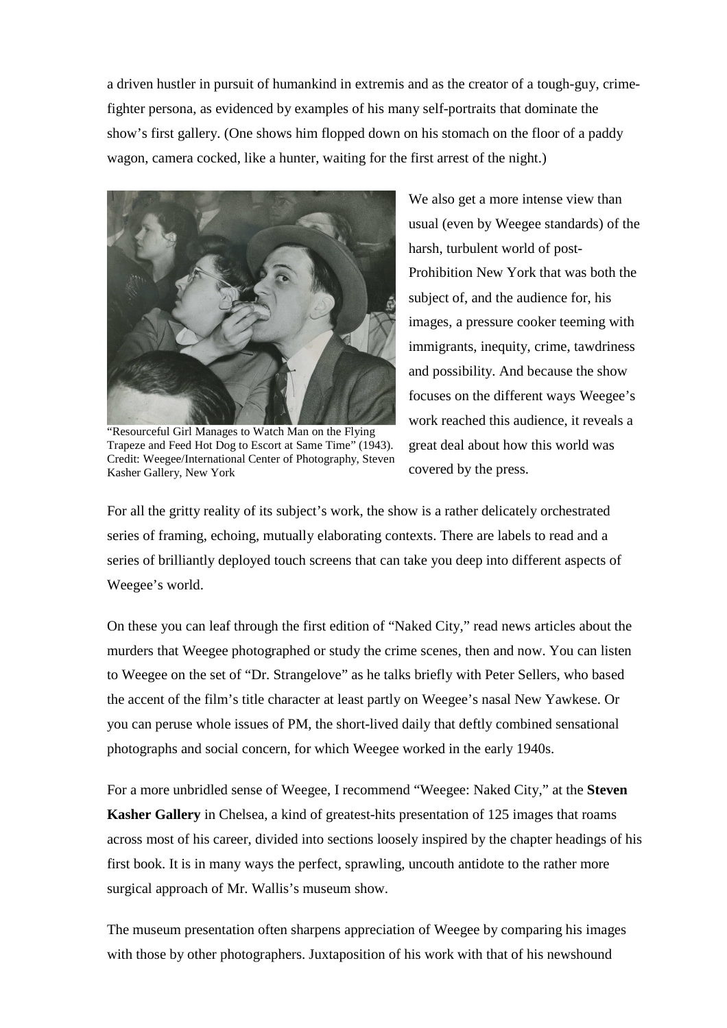a driven hustler in pursuit of humankind in extremis and as the creator of a tough-guy, crime-fighter persona, as evidenced by examples of his many self-portraits that dominate the show's first gallery. (One shows him flopped down on his stomach on the floor of a paddy wagon, camera cocked, like a hunter, waiting for the first arrest of the night.)

"Resourceful Girl Manages to Watch Man on the Flying Trapeze and Feed Hot Dog to Escort at Same Time" (1943). Credit: Weegee/International Center of Photography, Steven Kasher Gallery, New York

We also get a more intense view than usual (even by Weegee standards) of the harsh, turbulent world of post-Prohibition New York that was both the subject of, and the audience for, his images, a pressure cooker teeming with immigrants, inequity, crime, tawdriness and possibility. And because the show focuses on the different ways Weegee's work reached this audience, it reveals a great deal about how this world was covered by the press.

For all the gritty reality of its subject's work, the show is a rather delicately orchestrated series of framing, echoing, mutually elaborating contexts. There are labels to read and a series of brilliantly deployed touch screens that can take you deep into different aspects of Weegee's world.

On these you can leaf through the first edition of "Naked City," read news articles about the murders that Weegee photographed or study the crime scenes, then and now. You can listen to Weegee on the set of "Dr. Strangelove" as he talks briefly with Peter Sellers, who based the accent of the film's title character at least partly on Weegee's nasal New Yawkese. Or you can peruse whole issues of PM, the short-lived daily that deftly combined sensational photographs and social concern, for which Weegee worked in the early 1940s.

For a more unbridled sense of Weegee, I recommend "Weegee: Naked City," at the **Steven Kasher Gallery** in Chelsea, a kind of greatest-hits presentation of 125 images that roams across most of his career, divided into sections loosely inspired by the chapter headings of his first book. It is in many ways the perfect, sprawling, uncouth antidote to the rather more surgical approach of Mr. Wallis's museum show.

The museum presentation often sharpens appreciation of Weegee by comparing his images with those by other photographers. Juxtaposition of his work with that of his newshound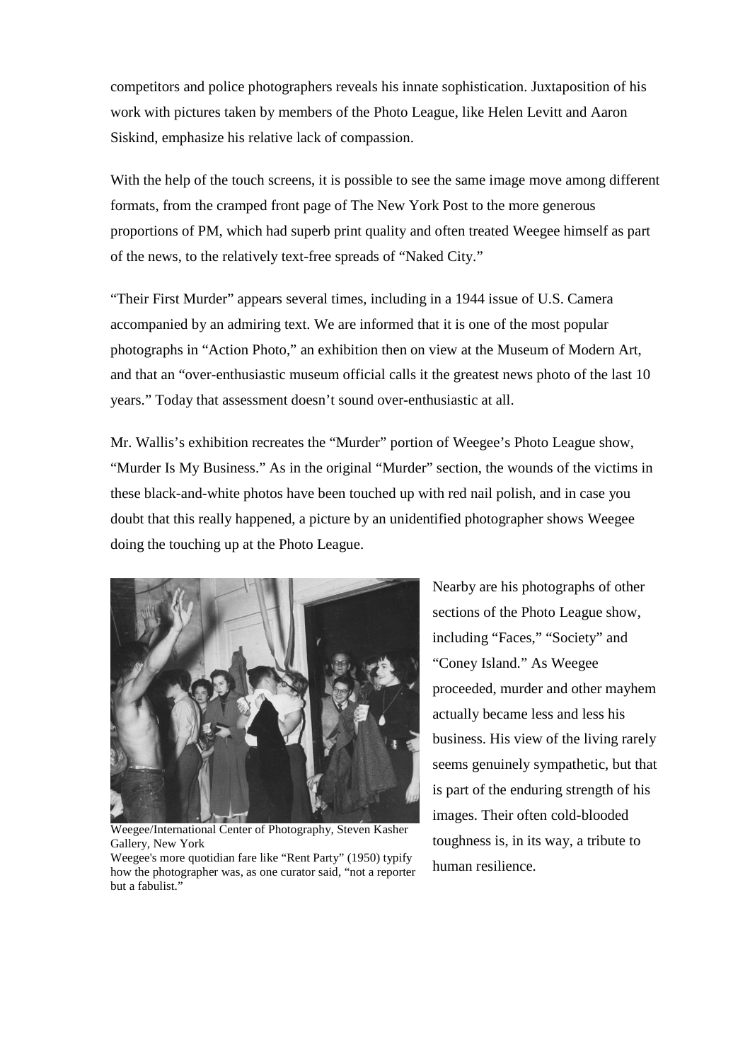competitors and police photographers reveals his innate sophistication. Juxtaposition of his work with pictures taken by members of the Photo League, like Helen Levitt and Aaron Siskind, emphasize his relative lack of compassion.

With the help of the touch screens, it is possible to see the same image move among different formats, from the cramped front page of The New York Post to the more generous proportions of PM, which had superb print quality and often treated Weegee himself as part of the news, to the relatively text-free spreads of "Naked City."

"Their First Murder" appears several times, including in a 1944 issue of U.S. Camera accompanied by an admiring text. We are informed that it is one of the most popular photographs in "Action Photo," an exhibition then on view at the Museum of Modern Art, and that an "over-enthusiastic museum official calls it the greatest news photo of the last 10 years." Today that assessment doesn't sound over-enthusiastic at all.

Mr. Wallis's exhibition recreates the "Murder" portion of Weegee's Photo League show, "Murder Is My Business." As in the original "Murder" section, the wounds of the victims in these black-and-white photos have been touched up with red nail polish, and in case you doubt that this really happened, a picture by an unidentified photographer shows Weegee doing the touching up at the Photo League.

Weegee/International Center of Photography, Steven Kasher Gallery, New York

Weegee's more quotidian fare like "Rent Party" (1950) typify how the photographer was, as one curator said, "not a reporter but a fabulist."

Nearby are his photographs of other sections of the Photo League show, including "Faces," "Society" and "Coney Island." As Weegee proceeded, murder and other mayhem actually became less and less his business. His view of the living rarely seems genuinely sympathetic, but that is part of the enduring strength of his images. Their often cold-blooded toughness is, in its way, a tribute to human resilience.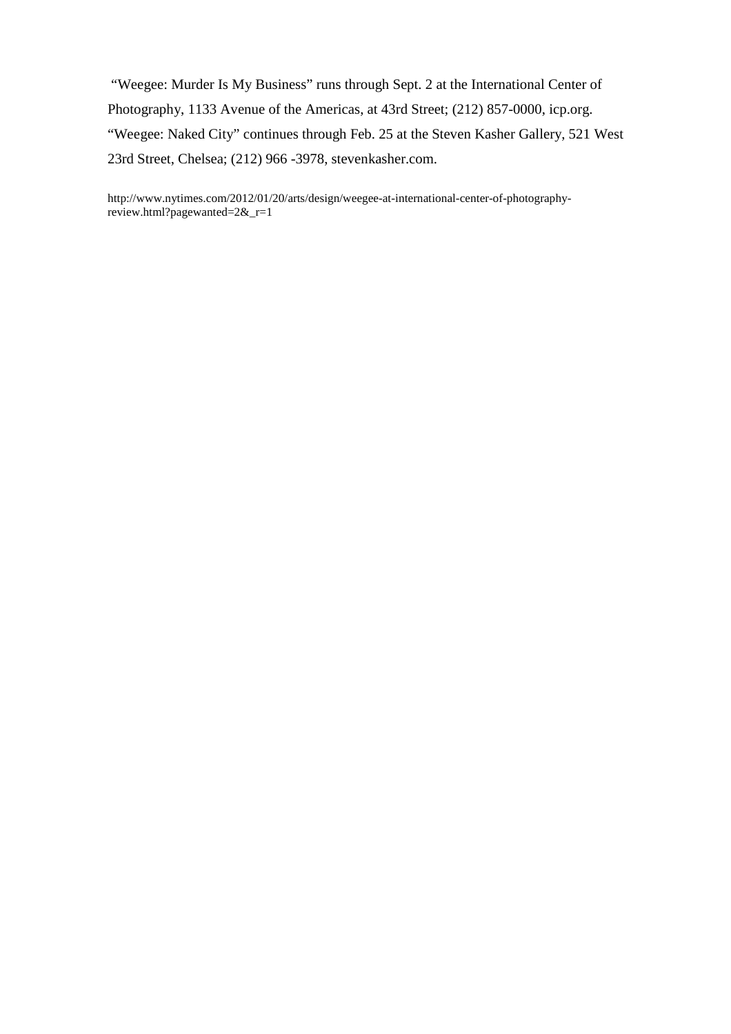"Weegee: Murder Is My Business" runs through Sept. 2 at the International Center of Photography, 1133 Avenue of the Americas, at 43rd Street; (212) 857-0000, icp.org. "Weegee: Naked City" continues through Feb. 25 at the Steven Kasher Gallery, 521 West 23rd Street, Chelsea; (212) 966 -3978, stevenkasher.com.

http://www.nytimes.com/2012/01/20/arts/design/weegee-at-international-center-of-photography-review.html?pagewanted=2&_r=1